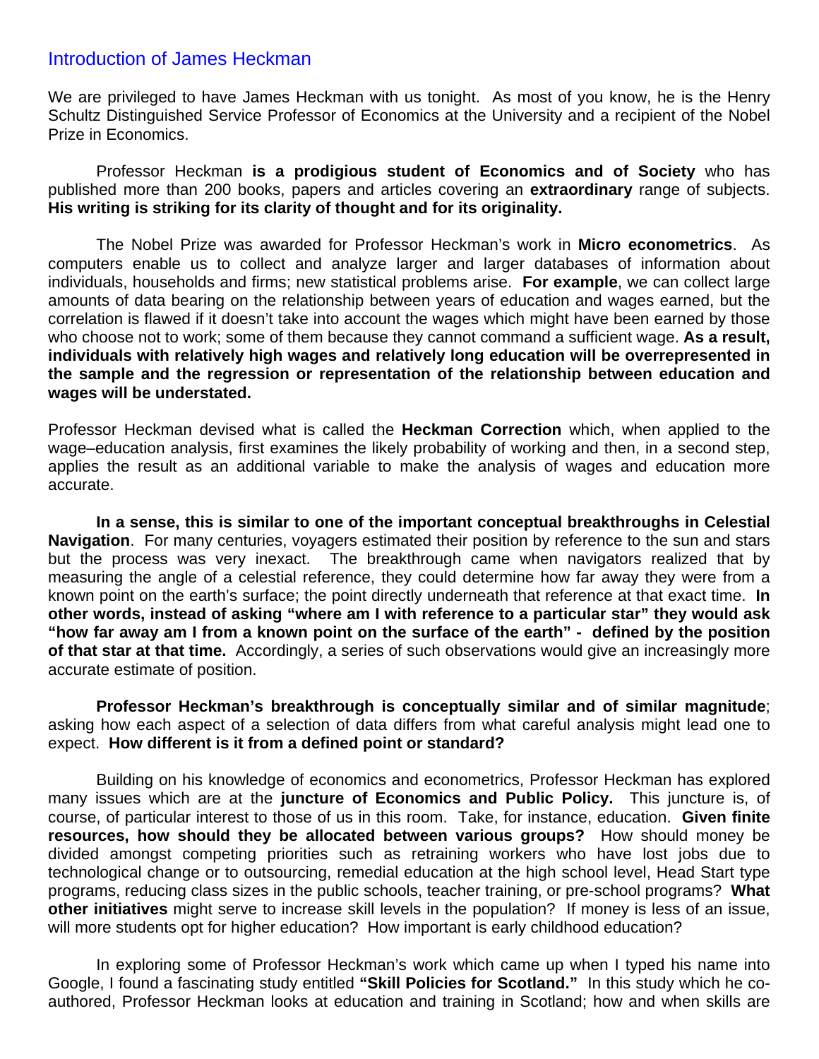## Introduction of James Heckman

We are privileged to have James Heckman with us tonight. As most of you know, he is the Henry Schultz Distinguished Service Professor of Economics at the University and a recipient of the Nobel Prize in Economics.

Professor Heckman **is a prodigious student of Economics and of Society** who has published more than 200 books, papers and articles covering an **extraordinary** range of subjects. **His writing is striking for its clarity of thought and for its originality.**

The Nobel Prize was awarded for Professor Heckman's work in **Micro econometrics**. As computers enable us to collect and analyze larger and larger databases of information about individuals, households and firms; new statistical problems arise. **For example**, we can collect large amounts of data bearing on the relationship between years of education and wages earned, but the correlation is flawed if it doesn't take into account the wages which might have been earned by those who choose not to work; some of them because they cannot command a sufficient wage. **As a result, individuals with relatively high wages and relatively long education will be overrepresented in the sample and the regression or representation of the relationship between education and wages will be understated.**

Professor Heckman devised what is called the **Heckman Correction** which, when applied to the wage–education analysis, first examines the likely probability of working and then, in a second step, applies the result as an additional variable to make the analysis of wages and education more accurate.

**In a sense, this is similar to one of the important conceptual breakthroughs in Celestial Navigation**. For many centuries, voyagers estimated their position by reference to the sun and stars but the process was very inexact. The breakthrough came when navigators realized that by measuring the angle of a celestial reference, they could determine how far away they were from a known point on the earth's surface; the point directly underneath that reference at that exact time. **In other words, instead of asking "where am I with reference to a particular star" they would ask "how far away am I from a known point on the surface of the earth" - defined by the position of that star at that time.** Accordingly, a series of such observations would give an increasingly more accurate estimate of position.

**Professor Heckman's breakthrough is conceptually similar and of similar magnitude**; asking how each aspect of a selection of data differs from what careful analysis might lead one to expect. **How different is it from a defined point or standard?**

Building on his knowledge of economics and econometrics, Professor Heckman has explored many issues which are at the **juncture of Economics and Public Policy.** This juncture is, of course, of particular interest to those of us in this room. Take, for instance, education. **Given finite resources, how should they be allocated between various groups?** How should money be divided amongst competing priorities such as retraining workers who have lost jobs due to technological change or to outsourcing, remedial education at the high school level, Head Start type programs, reducing class sizes in the public schools, teacher training, or pre-school programs? **What other initiatives** might serve to increase skill levels in the population? If money is less of an issue, will more students opt for higher education? How important is early childhood education?

In exploring some of Professor Heckman's work which came up when I typed his name into Google, I found a fascinating study entitled **"Skill Policies for Scotland."** In this study which he co-authored, Professor Heckman looks at education and training in Scotland; how and when skills are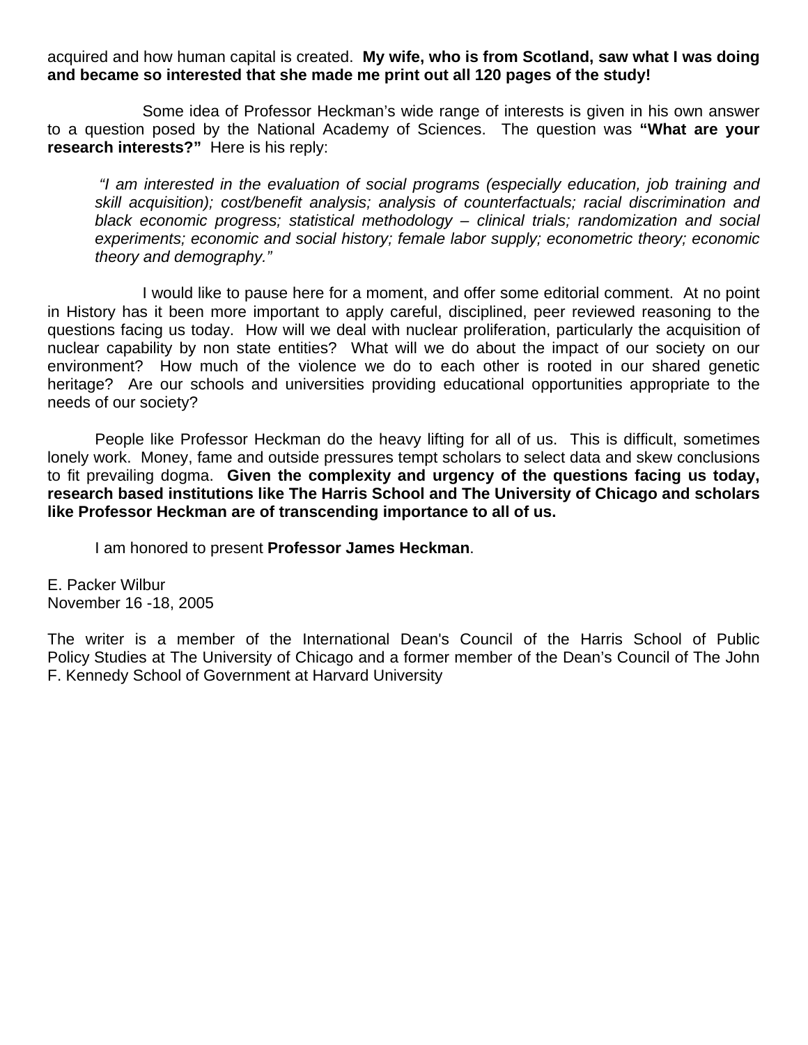acquired and how human capital is created. **My wife, who is from Scotland, saw what I was doing and became so interested that she made me print out all 120 pages of the study!**

Some idea of Professor Heckman's wide range of interests is given in his own answer to a question posed by the National Academy of Sciences. The question was **"What are your research interests?"** Here is his reply:

> *"I am interested in the evaluation of social programs (especially education, job training and skill acquisition); cost/benefit analysis; analysis of counterfactuals; racial discrimination and black economic progress; statistical methodology – clinical trials; randomization and social experiments; economic and social history; female labor supply; econometric theory; economic theory and demography."*

I would like to pause here for a moment, and offer some editorial comment. At no point in History has it been more important to apply careful, disciplined, peer reviewed reasoning to the questions facing us today. How will we deal with nuclear proliferation, particularly the acquisition of nuclear capability by non state entities? What will we do about the impact of our society on our environment? How much of the violence we do to each other is rooted in our shared genetic heritage? Are our schools and universities providing educational opportunities appropriate to the needs of our society?

People like Professor Heckman do the heavy lifting for all of us. This is difficult, sometimes lonely work. Money, fame and outside pressures tempt scholars to select data and skew conclusions to fit prevailing dogma. **Given the complexity and urgency of the questions facing us today, research based institutions like The Harris School and The University of Chicago and scholars like Professor Heckman are of transcending importance to all of us.**

I am honored to present **Professor James Heckman**.

E. Packer Wilbur
November 16 -18, 2005

The writer is a member of the International Dean's Council of the Harris School of Public Policy Studies at The University of Chicago and a former member of the Dean's Council of The John F. Kennedy School of Government at Harvard University